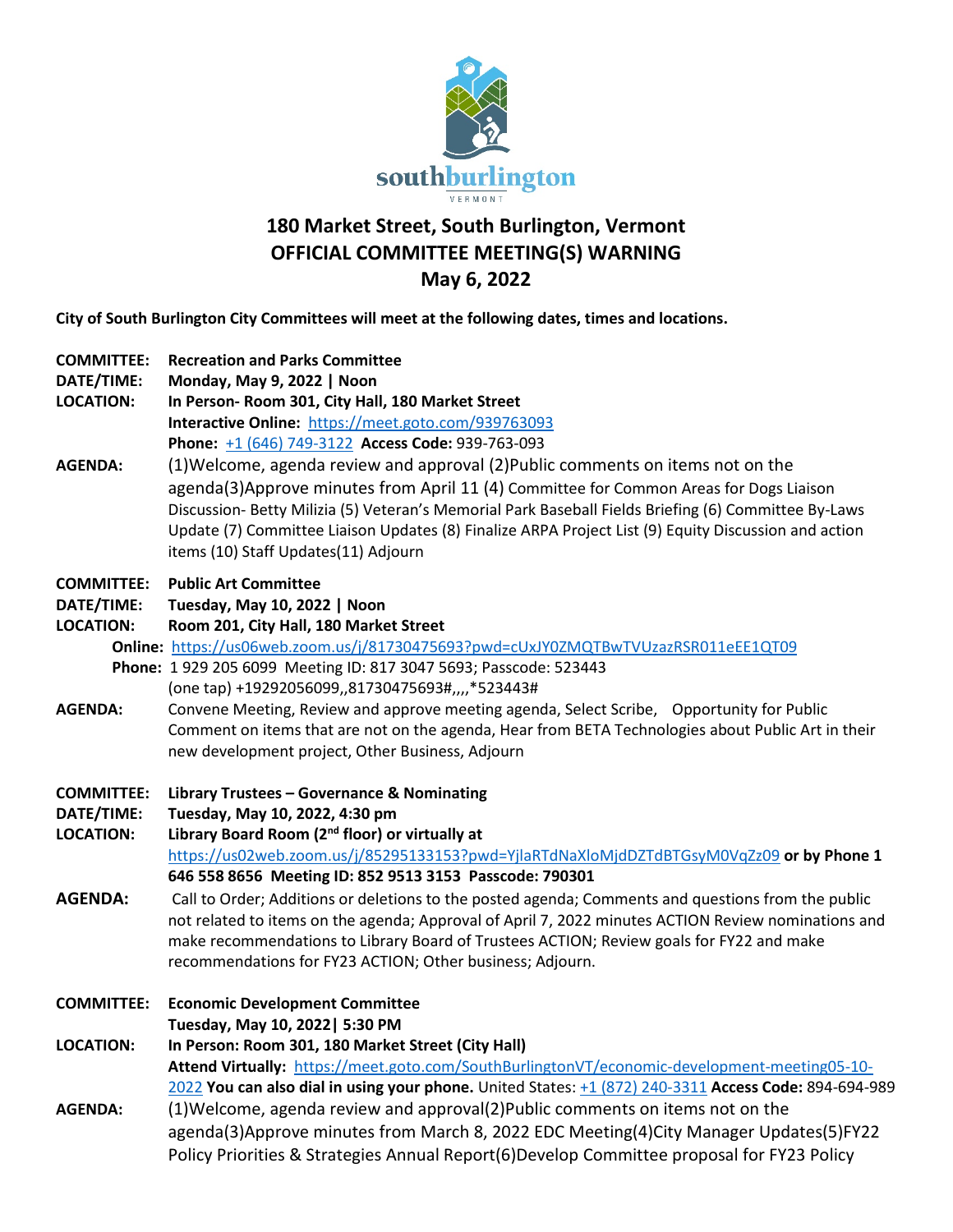southburlington
VERMONT

# 180 Market Street, South Burlington, Vermont
# OFFICIAL COMMITTEE MEETING(S) WARNING
# May 6, 2022

**City of South Burlington City Committees will meet at the following dates, times and locations.**

**COMMITTEE:** **Recreation and Parks Committee**
**DATE/TIME:** **Monday, May 9, 2022 | Noon**
**LOCATION:** **In Person- Room 301, City Hall, 180 Market Street**
**Interactive Online:** https://meet.goto.com/939763093
**Phone:** +1 (646) 749-3122 **Access Code:** 939-763-093
**AGENDA:** (1)Welcome, agenda review and approval (2)Public comments on items not on the agenda(3)Approve minutes from April 11 (4) Committee for Common Areas for Dogs Liaison Discussion- Betty Milizia (5) Veteran's Memorial Park Baseball Fields Briefing (6) Committee By-Laws Update (7) Committee Liaison Updates (8) Finalize ARPA Project List (9) Equity Discussion and action items (10) Staff Updates(11) Adjourn

**COMMITTEE:** **Public Art Committee**
**DATE/TIME:** **Tuesday, May 10, 2022 | Noon**
**LOCATION:** **Room 201, City Hall, 180 Market Street**
**Online:** https://us06web.zoom.us/j/81730475693?pwd=cUxJY0ZMQTBwTVUzazRSR011eEE1QT09
**Phone:** 1 929 205 6099 Meeting ID: 817 3047 5693; Passcode: 523443
(one tap) +19292056099,,81730475693#,,,,*523443#
**AGENDA:** Convene Meeting, Review and approve meeting agenda, Select Scribe, Opportunity for Public Comment on items that are not on the agenda, Hear from BETA Technologies about Public Art in their new development project, Other Business, Adjourn

**COMMITTEE:** **Library Trustees – Governance & Nominating**
**DATE/TIME:** **Tuesday, May 10, 2022, 4:30 pm**
**LOCATION:** **Library Board Room (2nd floor) or virtually at** https://us02web.zoom.us/j/85295133153?pwd=YjlaRTdNaXloMjdDZTdBTGsyM0VqZz09 **or by Phone 1 646 558 8656 Meeting ID: 852 9513 3153 Passcode: 790301**
**AGENDA:** Call to Order; Additions or deletions to the posted agenda; Comments and questions from the public not related to items on the agenda; Approval of April 7, 2022 minutes ACTION Review nominations and make recommendations to Library Board of Trustees ACTION; Review goals for FY22 and make recommendations for FY23 ACTION; Other business; Adjourn.

**COMMITTEE:** **Economic Development Committee**
**Tuesday, May 10, 2022| 5:30 PM**
**LOCATION:** **In Person: Room 301, 180 Market Street (City Hall)**
**Attend Virtually:** https://meet.goto.com/SouthBurlingtonVT/economic-development-meeting05-10-2022 **You can also dial in using your phone.** United States: +1 (872) 240-3311 **Access Code:** 894-694-989
**AGENDA:** (1)Welcome, agenda review and approval(2)Public comments on items not on the agenda(3)Approve minutes from March 8, 2022 EDC Meeting(4)City Manager Updates(5)FY22 Policy Priorities & Strategies Annual Report(6)Develop Committee proposal for FY23 Policy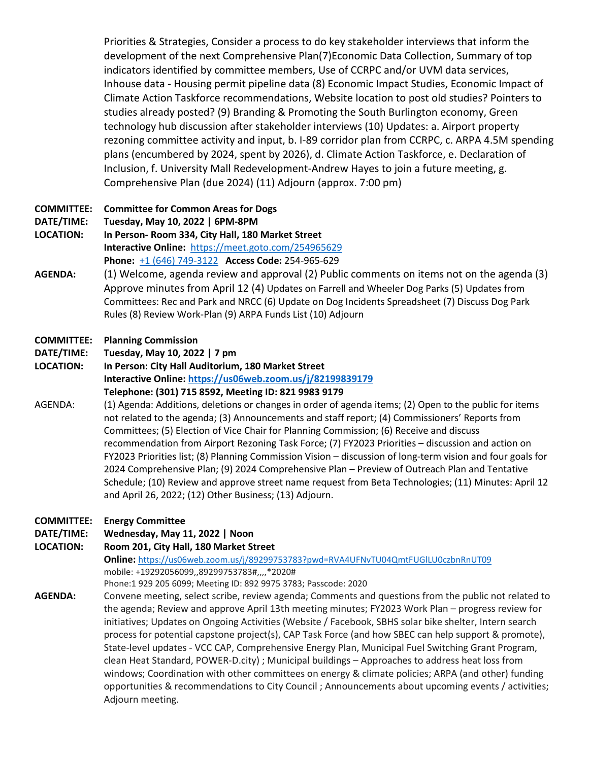Priorities & Strategies, Consider a process to do key stakeholder interviews that inform the development of the next Comprehensive Plan(7)Economic Data Collection, Summary of top indicators identified by committee members, Use of CCRPC and/or UVM data services, Inhouse data - Housing permit pipeline data (8) Economic Impact Studies, Economic Impact of Climate Action Taskforce recommendations, Website location to post old studies? Pointers to studies already posted? (9) Branding & Promoting the South Burlington economy, Green technology hub discussion after stakeholder interviews (10) Updates: a. Airport property rezoning committee activity and input, b. I-89 corridor plan from CCRPC, c. ARPA 4.5M spending plans (encumbered by 2024, spent by 2026), d. Climate Action Taskforce, e. Declaration of Inclusion, f. University Mall Redevelopment-Andrew Hayes to join a future meeting, g. Comprehensive Plan (due 2024) (11) Adjourn (approx. 7:00 pm)

**COMMITTEE:** **Committee for Common Areas for Dogs**
**DATE/TIME:** **Tuesday, May 10, 2022 | 6PM-8PM**
**LOCATION:** **In Person- Room 334, City Hall, 180 Market Street**
**Interactive Online:** https://meet.goto.com/254965629
**Phone:** +1 (646) 749-3122 **Access Code:** 254-965-629
**AGENDA:** (1) Welcome, agenda review and approval (2) Public comments on items not on the agenda (3) Approve minutes from April 12 (4) Updates on Farrell and Wheeler Dog Parks (5) Updates from Committees: Rec and Park and NRCC (6) Update on Dog Incidents Spreadsheet (7) Discuss Dog Park Rules (8) Review Work-Plan (9) ARPA Funds List (10) Adjourn

**COMMITTEE:** **Planning Commission**
**DATE/TIME:** **Tuesday, May 10, 2022 | 7 pm**
**LOCATION:** **In Person: City Hall Auditorium, 180 Market Street**
**Interactive Online: https://us06web.zoom.us/j/82199839179**
**Telephone: (301) 715 8592, Meeting ID: 821 9983 9179**
AGENDA: (1) Agenda: Additions, deletions or changes in order of agenda items; (2) Open to the public for items not related to the agenda; (3) Announcements and staff report; (4) Commissioners' Reports from Committees; (5) Election of Vice Chair for Planning Commission; (6) Receive and discuss recommendation from Airport Rezoning Task Force; (7) FY2023 Priorities – discussion and action on FY2023 Priorities list; (8) Planning Commission Vision – discussion of long-term vision and four goals for 2024 Comprehensive Plan; (9) 2024 Comprehensive Plan – Preview of Outreach Plan and Tentative Schedule; (10) Review and approve street name request from Beta Technologies; (11) Minutes: April 12 and April 26, 2022; (12) Other Business; (13) Adjourn.

**COMMITTEE:** **Energy Committee**
**DATE/TIME:** **Wednesday, May 11, 2022 | Noon**
**LOCATION:** **Room 201, City Hall, 180 Market Street**
**Online:** https://us06web.zoom.us/j/89299753783?pwd=RVA4UFNvTU04QmtFUGlLU0czbnRnUT09
mobile: +19292056099,,89299753783#,,,,*2020#
Phone:1 929 205 6099; Meeting ID: 892 9975 3783; Passcode: 2020
**AGENDA:** Convene meeting, select scribe, review agenda; Comments and questions from the public not related to the agenda; Review and approve April 13th meeting minutes; FY2023 Work Plan – progress review for initiatives; Updates on Ongoing Activities (Website / Facebook, SBHS solar bike shelter, Intern search process for potential capstone project(s), CAP Task Force (and how SBEC can help support & promote), State-level updates - VCC CAP, Comprehensive Energy Plan, Municipal Fuel Switching Grant Program, clean Heat Standard, POWER-D.city) ; Municipal buildings – Approaches to address heat loss from windows; Coordination with other committees on energy & climate policies; ARPA (and other) funding opportunities & recommendations to City Council ; Announcements about upcoming events / activities; Adjourn meeting.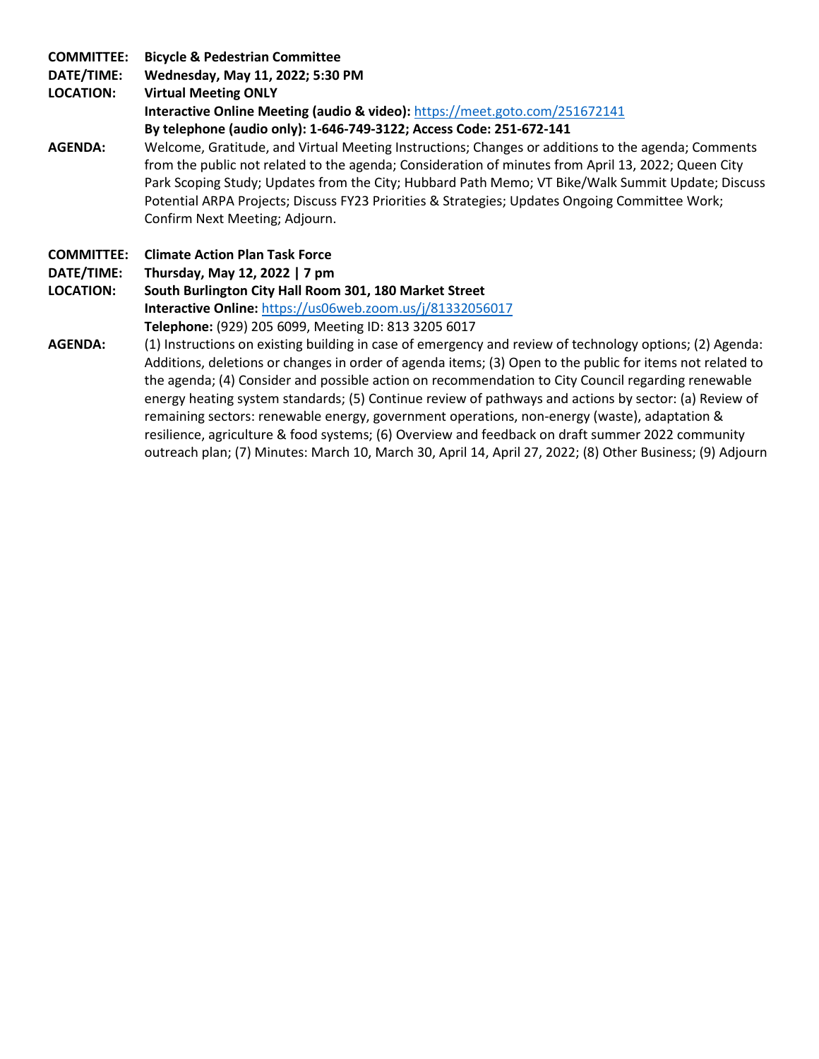**COMMITTEE:** **Bicycle & Pedestrian Committee**
**DATE/TIME:** **Wednesday, May 11, 2022; 5:30 PM**
**LOCATION:** **Virtual Meeting ONLY**
**Interactive Online Meeting (audio & video):** https://meet.goto.com/251672141
**By telephone (audio only): 1-646-749-3122; Access Code: 251-672-141**
**AGENDA:** Welcome, Gratitude, and Virtual Meeting Instructions; Changes or additions to the agenda; Comments from the public not related to the agenda; Consideration of minutes from April 13, 2022; Queen City Park Scoping Study; Updates from the City; Hubbard Path Memo; VT Bike/Walk Summit Update; Discuss Potential ARPA Projects; Discuss FY23 Priorities & Strategies; Updates Ongoing Committee Work; Confirm Next Meeting; Adjourn.

**COMMITTEE:** **Climate Action Plan Task Force**
**DATE/TIME:** **Thursday, May 12, 2022 | 7 pm**
**LOCATION:** **South Burlington City Hall Room 301, 180 Market Street**
**Interactive Online:** https://us06web.zoom.us/j/81332056017
**Telephone:** (929) 205 6099, Meeting ID: 813 3205 6017
**AGENDA:** (1) Instructions on existing building in case of emergency and review of technology options; (2) Agenda: Additions, deletions or changes in order of agenda items; (3) Open to the public for items not related to the agenda; (4) Consider and possible action on recommendation to City Council regarding renewable energy heating system standards; (5) Continue review of pathways and actions by sector: (a) Review of remaining sectors: renewable energy, government operations, non-energy (waste), adaptation & resilience, agriculture & food systems; (6) Overview and feedback on draft summer 2022 community outreach plan; (7) Minutes: March 10, March 30, April 14, April 27, 2022; (8) Other Business; (9) Adjourn